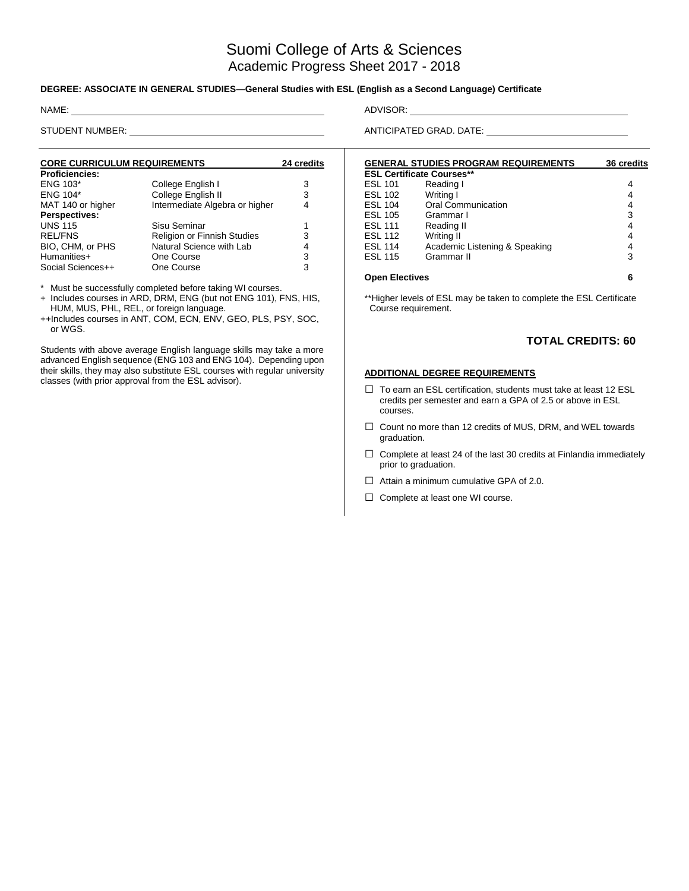# Suomi College of Arts & Sciences

## Academic Progress Sheet 2017 - 2018

**DEGREE: ASSOCIATE IN GENERAL STUDIES—General Studies with ESL (English as a Second Language) Certificate**

NAME: ______________________________ ADVISOR: ______________________________

STUDENT NUMBER: ______________________________ ANTICIPATED GRAD. DATE: ______________________________

| CORE CURRICULUM REQUIREMENTS | | 24 credits |
|---|---|---|
| **Proficiencies:** | | |
| ENG 103* | College English I | 3 |
| ENG 104* | College English II | 3 |
| MAT 140 or higher | Intermediate Algebra or higher | 4 |
| **Perspectives:** | | |
| UNS 115 | Sisu Seminar | 1 |
| REL/FNS | Religion or Finnish Studies | 3 |
| BIO, CHM, or PHS | Natural Science with Lab | 4 |
| Humanities+ | One Course | 3 |
| Social Sciences++ | One Course | 3 |

\* Must be successfully completed before taking WI courses.

\+ Includes courses in ARD, DRM, ENG (but not ENG 101), FNS, HIS, HUM, MUS, PHL, REL, or foreign language.

++Includes courses in ANT, COM, ECN, ENV, GEO, PLS, PSY, SOC, or WGS.

Students with above average English language skills may take a more advanced English sequence (ENG 103 and ENG 104). Depending upon their skills, they may also substitute ESL courses with regular university classes (with prior approval from the ESL advisor).

| GENERAL STUDIES PROGRAM REQUIREMENTS | | 36 credits |
|---|---|---|
| **ESL Certificate Courses\*\*** | | |
| ESL 101 | Reading I | 4 |
| ESL 102 | Writing I | 4 |
| ESL 104 | Oral Communication | 4 |
| ESL 105 | Grammar I | 3 |
| ESL 111 | Reading II | 4 |
| ESL 112 | Writing II | 4 |
| ESL 114 | Academic Listening & Speaking | 4 |
| ESL 115 | Grammar II | 3 |
| **Open Electives** | | **6** |

\*\*Higher levels of ESL may be taken to complete the ESL Certificate Course requirement.

**TOTAL CREDITS: 60**

**ADDITIONAL DEGREE REQUIREMENTS**

- ☐ To earn an ESL certification, students must take at least 12 ESL credits per semester and earn a GPA of 2.5 or above in ESL courses.
- ☐ Count no more than 12 credits of MUS, DRM, and WEL towards graduation.
- ☐ Complete at least 24 of the last 30 credits at Finlandia immediately prior to graduation.
- ☐ Attain a minimum cumulative GPA of 2.0.
- ☐ Complete at least one WI course.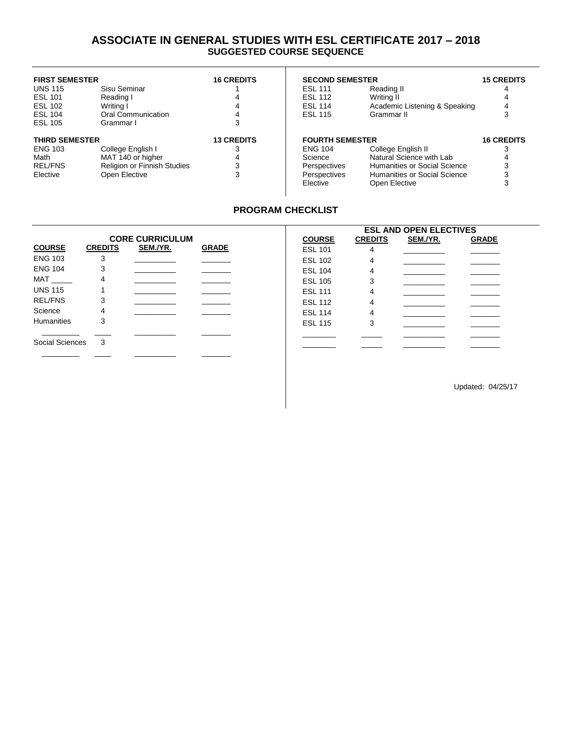# ASSOCIATE IN GENERAL STUDIES WITH ESL CERTIFICATE 2017 – 2018

## SUGGESTED COURSE SEQUENCE

| FIRST SEMESTER | | 16 CREDITS |
|---|---|---|
| UNS 115 | Sisu Seminar | 1 |
| ESL 101 | Reading I | 4 |
| ESL 102 | Writing I | 4 |
| ESL 104 | Oral Communication | 4 |
| ESL 105 | Grammar I | 3 |

| SECOND SEMESTER | | 15 CREDITS |
|---|---|---|
| ESL 111 | Reading II | 4 |
| ESL 112 | Writing II | 4 |
| ESL 114 | Academic Listening & Speaking | 4 |
| ESL 115 | Grammar II | 3 |

| THIRD SEMESTER | | 13 CREDITS |
|---|---|---|
| ENG 103 | College English I | 3 |
| Math | MAT 140 or higher | 4 |
| REL/FNS | Religion or Finnish Studies | 3 |
| Elective | Open Elective | 3 |

| FOURTH SEMESTER | | 16 CREDITS |
|---|---|---|
| ENG 104 | College English II | 3 |
| Science | Natural Science with Lab | 4 |
| Perspectives | Humanities or Social Science | 3 |
| Perspectives | Humanities or Social Science | 3 |
| Elective | Open Elective | 3 |

## PROGRAM CHECKLIST

### CORE CURRICULUM

| COURSE | CREDITS | SEM./YR. | GRADE |
|---|---|---|---|
| ENG 103 | 3 | | |
| ENG 104 | 3 | | |
| MAT _____ | 4 | | |
| UNS 115 | 1 | | |
| REL/FNS | 3 | | |
| Science | 4 | | |
| Humanities | 3 | | |
| | | | |
| Social Sciences | 3 | | |
| | | | |

### ESL AND OPEN ELECTIVES

| COURSE | CREDITS | SEM./YR. | GRADE |
|---|---|---|---|
| ESL 101 | 4 | | |
| ESL 102 | 4 | | |
| ESL 104 | 4 | | |
| ESL 105 | 3 | | |
| ESL 111 | 4 | | |
| ESL 112 | 4 | | |
| ESL 114 | 4 | | |
| ESL 115 | 3 | | |
| | | | |
| | | | |

Updated: 04/25/17